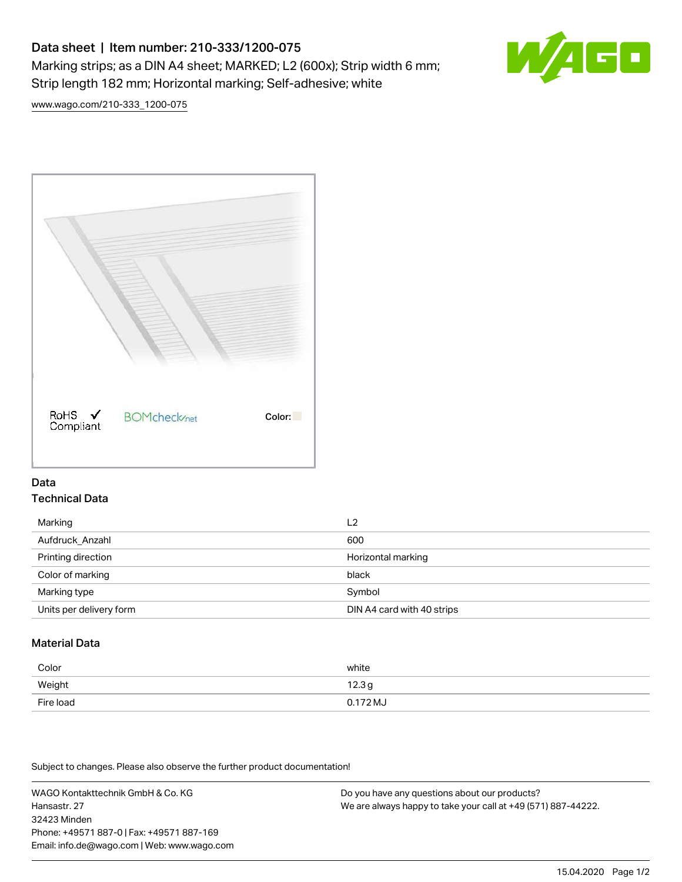# Data sheet | Item number: 210-333/1200-075

Marking strips; as a DIN A4 sheet; MARKED; L2 (600x); Strip width 6 mm; Strip length 182 mm; Horizontal marking; Self-adhesive; white

www.wago.com/210-333_1200-075

RoHS Compliant

BOMcheck.net

Color:

## Data

### Technical Data

| | |
|---|---|
| Marking | L2 |
| Aufdruck_Anzahl | 600 |
| Printing direction | Horizontal marking |
| Color of marking | black |
| Marking type | Symbol |
| Units per delivery form | DIN A4 card with 40 strips |

### Material Data

| | |
|---|---|
| Color | white |
| Weight | 12.3 g |
| Fire load | 0.172 MJ |

Subject to changes. Please also observe the further product documentation!

WAGO Kontakttechnik GmbH & Co. KG
Hansastr. 27
32423 Minden
Phone: +49571 887-0 | Fax: +49571 887-169
Email: info.de@wago.com | Web: www.wago.com

Do you have any questions about our products?
We are always happy to take your call at +49 (571) 887-44222.

15.04.2020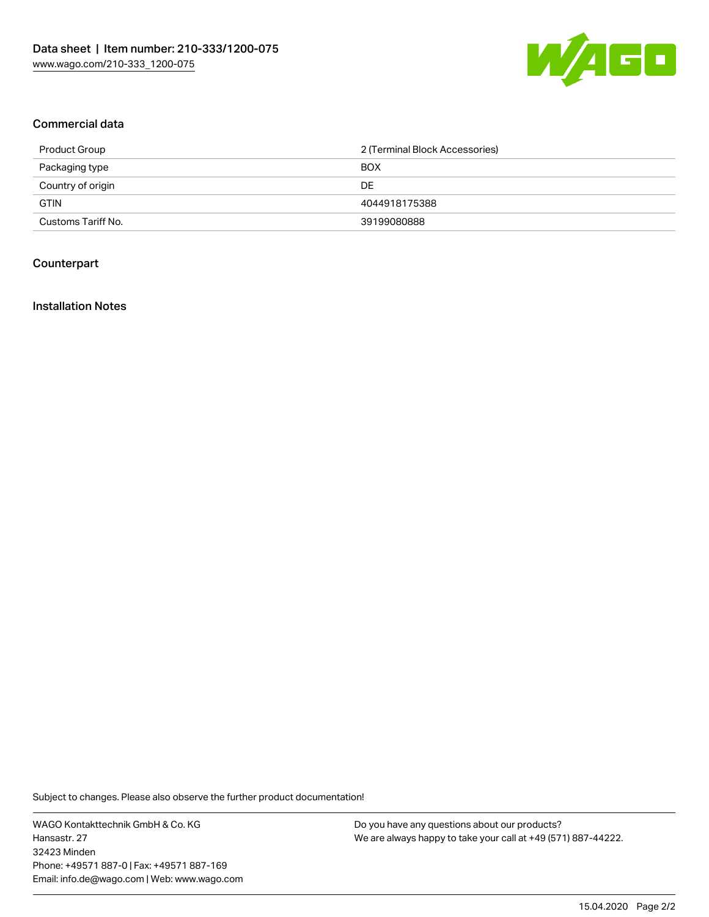## Commercial data

| | |
|---|---|
| Product Group | 2 (Terminal Block Accessories) |
| Packaging type | BOX |
| Country of origin | DE |
| GTIN | 4044918175388 |
| Customs Tariff No. | 39199080888 |

## Counterpart

## Installation Notes

Subject to changes. Please also observe the further product documentation!

WAGO Kontakttechnik GmbH & Co. KG
Hansastr. 27
32423 Minden
Phone: +49571 887-0 | Fax: +49571 887-169
Email: info.de@wago.com | Web: www.wago.com

Do you have any questions about our products?
We are always happy to take your call at +49 (571) 887-44222.